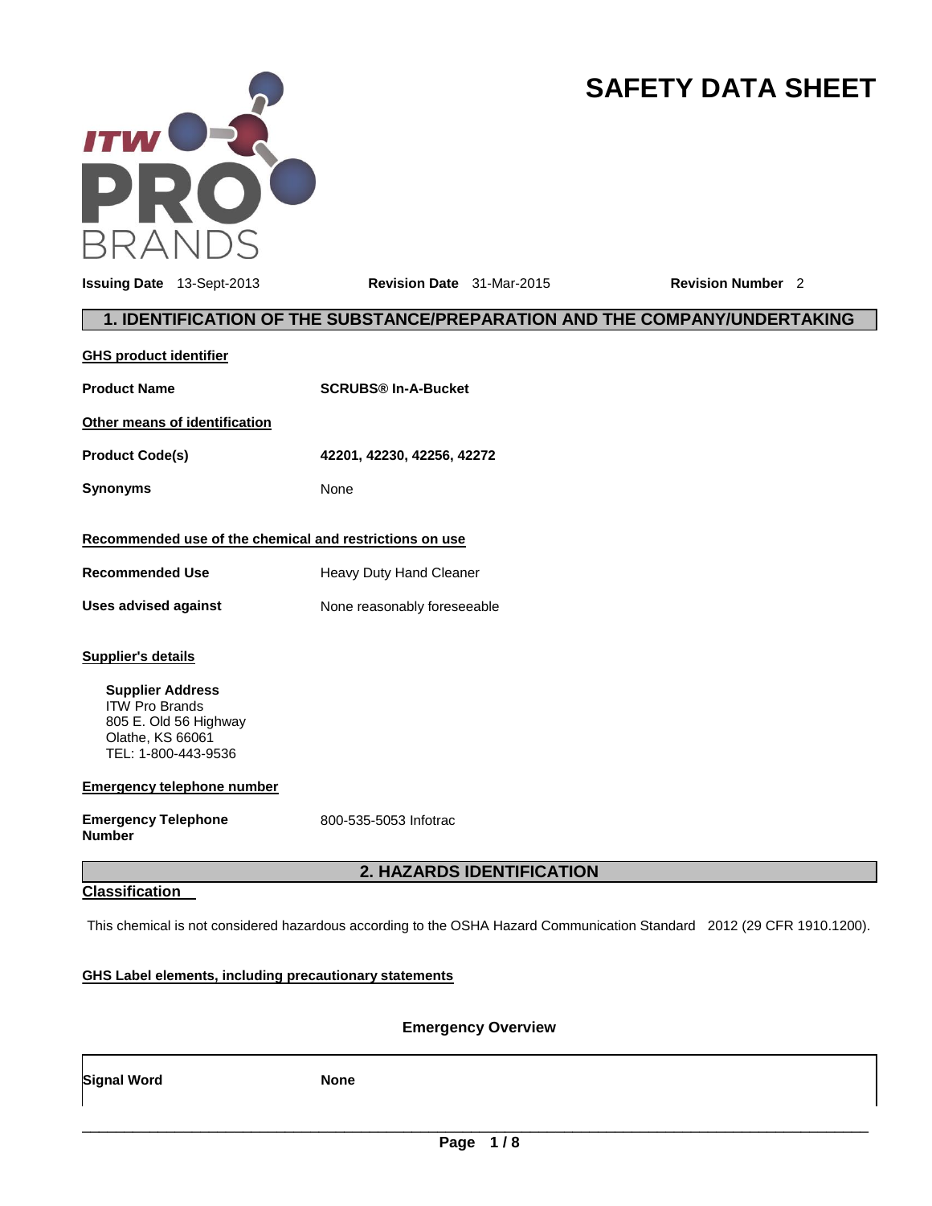# SAFETY DATA SHEET

**Issuing Date** 13-Sept-2013 **Revision Date** 31-Mar-2015 **Revision Number** 2

## 1. IDENTIFICATION OF THE SUBSTANCE/PREPARATION AND THE COMPANY/UNDERTAKING

**GHS product identifier**

**Product Name** **SCRUBS® In-A-Bucket**

**Other means of identification**

**Product Code(s)** **42201, 42230, 42256, 42272**

**Synonyms** None

**Recommended use of the chemical and restrictions on use**

**Recommended Use** Heavy Duty Hand Cleaner

**Uses advised against** None reasonably foreseeable

**Supplier's details**

**Supplier Address**
ITW Pro Brands
805 E. Old 56 Highway
Olathe, KS 66061
TEL: 1-800-443-9536

**Emergency telephone number**

**Emergency Telephone Number** 800-535-5053 Infotrac

## 2. HAZARDS IDENTIFICATION

**Classification**

This chemical is not considered hazardous according to the OSHA Hazard Communication Standard 2012 (29 CFR 1910.1200).

**GHS Label elements, including precautionary statements**

**Emergency Overview**

**Signal Word** **None**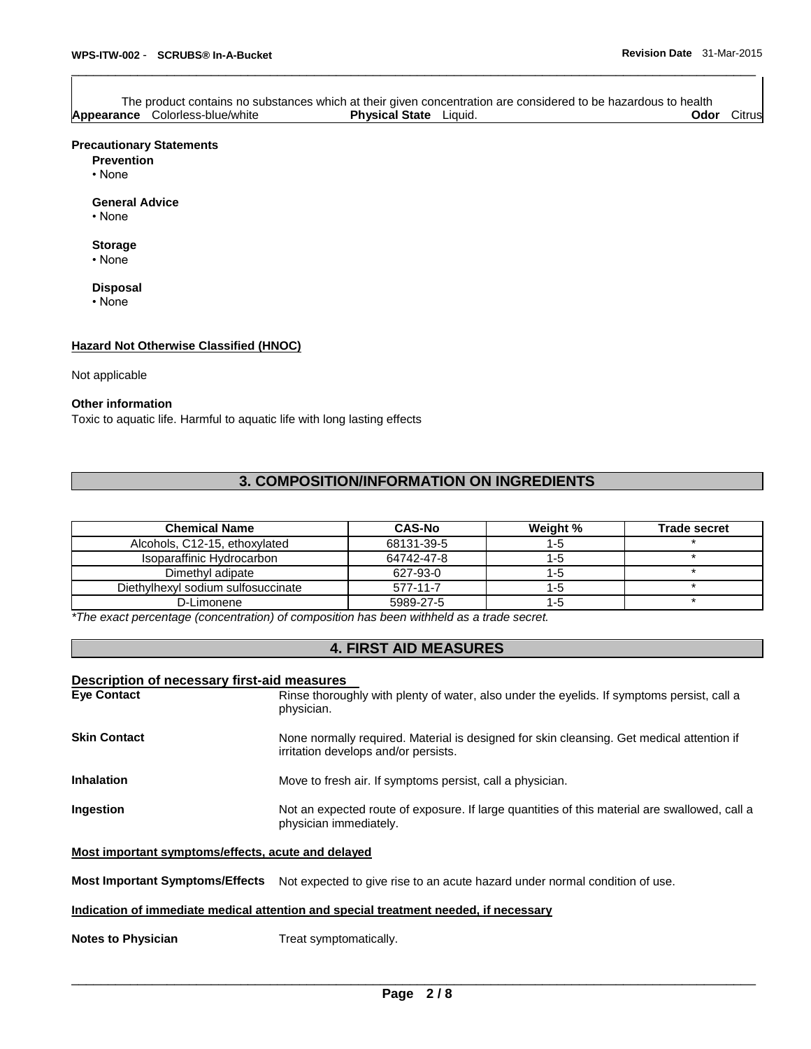The product contains no substances which at their given concentration are considered to be hazardous to health

**Appearance** Colorless-blue/white **Physical State** Liquid. **Odor** Citrus

**Precautionary Statements**

**Prevention**

- None

**General Advice**

- None

**Storage**

- None

**Disposal**

- None

**Hazard Not Otherwise Classified (HNOC)**

Not applicable

**Other information**

Toxic to aquatic life. Harmful to aquatic life with long lasting effects

## 3. COMPOSITION/INFORMATION ON INGREDIENTS

| Chemical Name | CAS-No | Weight % | Trade secret |
|---|---|---|---|
| Alcohols, C12-15, ethoxylated | 68131-39-5 | 1-5 | * |
| Isoparaffinic Hydrocarbon | 64742-47-8 | 1-5 | * |
| Dimethyl adipate | 627-93-0 | 1-5 | * |
| Diethylhexyl sodium sulfosuccinate | 577-11-7 | 1-5 | * |
| D-Limonene | 5989-27-5 | 1-5 | * |

*\*The exact percentage (concentration) of composition has been withheld as a trade secret.*

## 4. FIRST AID MEASURES

**Description of necessary first-aid measures**

**Eye Contact** Rinse thoroughly with plenty of water, also under the eyelids. If symptoms persist, call a physician.

**Skin Contact** None normally required. Material is designed for skin cleansing. Get medical attention if irritation develops and/or persists.

**Inhalation** Move to fresh air. If symptoms persist, call a physician.

**Ingestion** Not an expected route of exposure. If large quantities of this material are swallowed, call a physician immediately.

**Most important symptoms/effects, acute and delayed**

**Most Important Symptoms/Effects** Not expected to give rise to an acute hazard under normal condition of use.

**Indication of immediate medical attention and special treatment needed, if necessary**

**Notes to Physician** Treat symptomatically.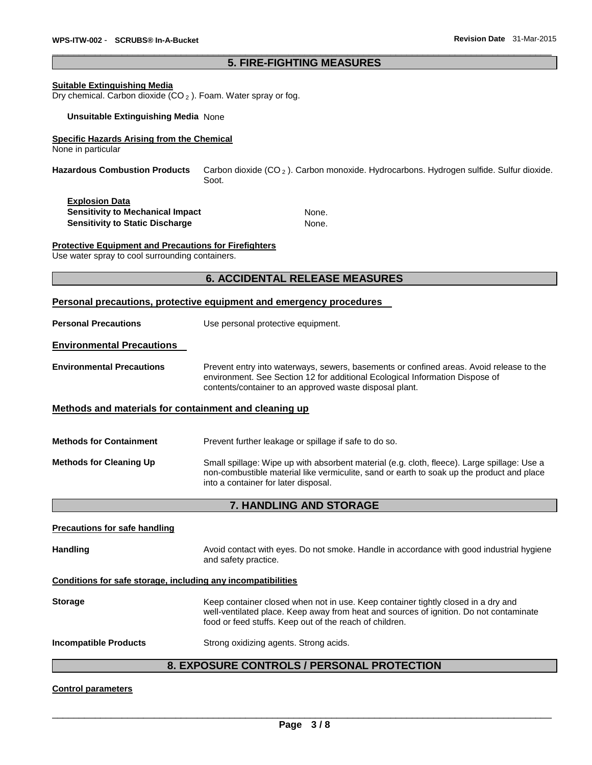## 5. FIRE-FIGHTING MEASURES

**Suitable Extinguishing Media**

Dry chemical. Carbon dioxide ($CO_2$). Foam. Water spray or fog.

**Unsuitable Extinguishing Media** None

**Specific Hazards Arising from the Chemical**

None in particular

**Hazardous Combustion Products** Carbon dioxide ($CO_2$). Carbon monoxide. Hydrocarbons. Hydrogen sulfide. Sulfur dioxide. Soot.

**Explosion Data**

**Sensitivity to Mechanical Impact** None.

**Sensitivity to Static Discharge** None.

**Protective Equipment and Precautions for Firefighters**

Use water spray to cool surrounding containers.

## 6. ACCIDENTAL RELEASE MEASURES

### Personal precautions, protective equipment and emergency procedures

**Personal Precautions** Use personal protective equipment.

### Environmental Precautions

**Environmental Precautions** Prevent entry into waterways, sewers, basements or confined areas. Avoid release to the environment. See Section 12 for additional Ecological Information Dispose of contents/container to an approved waste disposal plant.

### Methods and materials for containment and cleaning up

**Methods for Containment** Prevent further leakage or spillage if safe to do so.

**Methods for Cleaning Up** Small spillage: Wipe up with absorbent material (e.g. cloth, fleece). Large spillage: Use a non-combustible material like vermiculite, sand or earth to soak up the product and place into a container for later disposal.

## 7. HANDLING AND STORAGE

**Precautions for safe handling**

**Handling** Avoid contact with eyes. Do not smoke. Handle in accordance with good industrial hygiene and safety practice.

**Conditions for safe storage, including any incompatibilities**

**Storage** Keep container closed when not in use. Keep container tightly closed in a dry and well-ventilated place. Keep away from heat and sources of ignition. Do not contaminate food or feed stuffs. Keep out of the reach of children.

**Incompatible Products** Strong oxidizing agents. Strong acids.

## 8. EXPOSURE CONTROLS / PERSONAL PROTECTION

**Control parameters**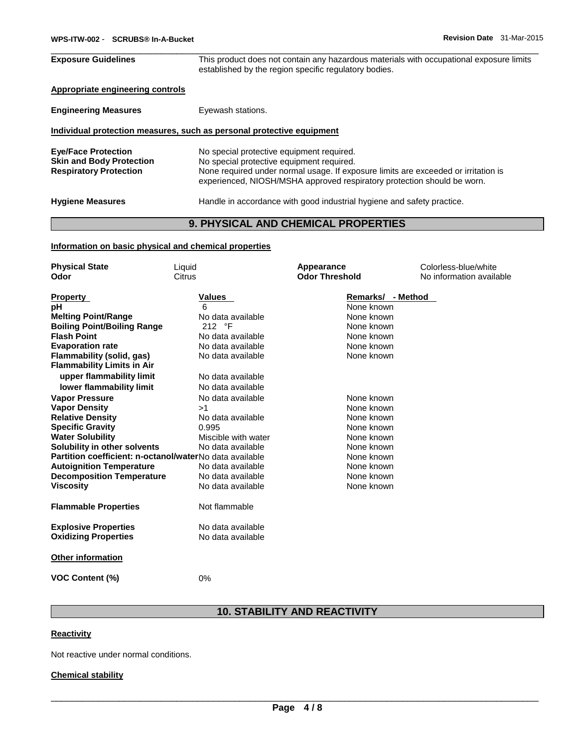**Exposure Guidelines** This product does not contain any hazardous materials with occupational exposure limits established by the region specific regulatory bodies.

**Appropriate engineering controls**

**Engineering Measures** Eyewash stations.

**Individual protection measures, such as personal protective equipment**

**Eye/Face Protection** No special protective equipment required.
**Skin and Body Protection** No special protective equipment required.
**Respiratory Protection** None required under normal usage. If exposure limits are exceeded or irritation is experienced, NIOSH/MSHA approved respiratory protection should be worn.

**Hygiene Measures** Handle in accordance with good industrial hygiene and safety practice.

## 9. PHYSICAL AND CHEMICAL PROPERTIES

**Information on basic physical and chemical properties**

| | | | |
|---|---|---|---|
| **Physical State** | Liquid | **Appearance** | Colorless-blue/white |
| **Odor** | Citrus | **Odor Threshold** | No information available |

| **Property** | **Values** | **Remarks/ - Method** |
|---|---|---|
| **pH** | 6 | None known |
| **Melting Point/Range** | No data available | None known |
| **Boiling Point/Boiling Range** | 212 °F | None known |
| **Flash Point** | No data available | None known |
| **Evaporation rate** | No data available | None known |
| **Flammability (solid, gas)** | No data available | None known |
| **Flammability Limits in Air** | | |
| **upper flammability limit** | No data available | |
| **lower flammability limit** | No data available | |
| **Vapor Pressure** | No data available | None known |
| **Vapor Density** | >1 | None known |
| **Relative Density** | No data available | None known |
| **Specific Gravity** | 0.995 | None known |
| **Water Solubility** | Miscible with water | None known |
| **Solubility in other solvents** | No data available | None known |
| **Partition coefficient: n-octanol/water** | No data available | None known |
| **Autoignition Temperature** | No data available | None known |
| **Decomposition Temperature** | No data available | None known |
| **Viscosity** | No data available | None known |

**Flammable Properties** Not flammable

**Explosive Properties** No data available
**Oxidizing Properties** No data available

**Other information**

**VOC Content (%)** 0%

## 10. STABILITY AND REACTIVITY

**Reactivity**

Not reactive under normal conditions.

**Chemical stability**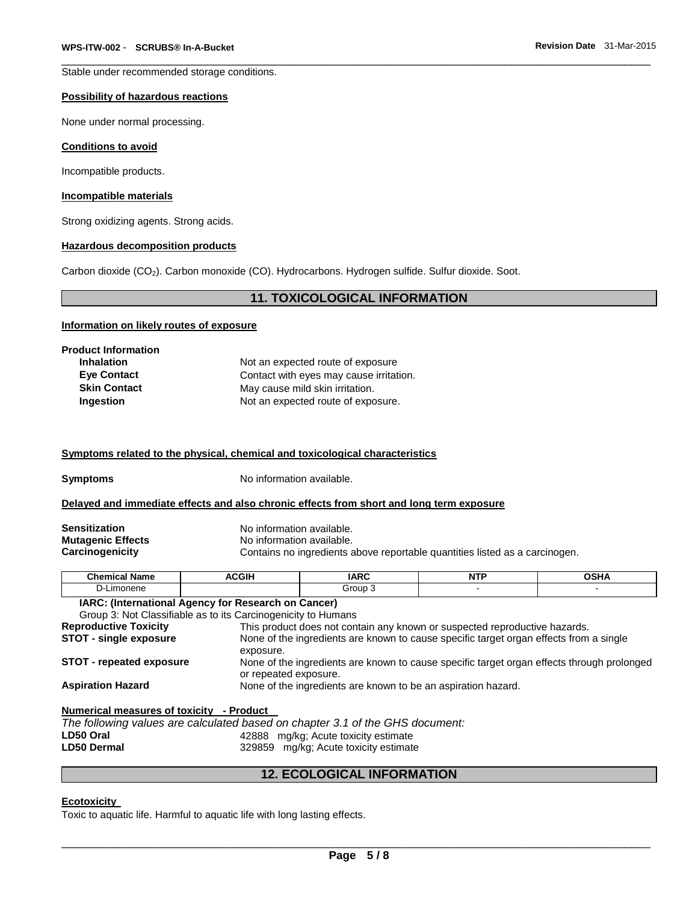Stable under recommended storage conditions.

**Possibility of hazardous reactions**

None under normal processing.

**Conditions to avoid**

Incompatible products.

**Incompatible materials**

Strong oxidizing agents. Strong acids.

**Hazardous decomposition products**

Carbon dioxide ($CO_2$). Carbon monoxide (CO). Hydrocarbons. Hydrogen sulfide. Sulfur dioxide. Soot.

## 11. TOXICOLOGICAL INFORMATION

**Information on likely routes of exposure**

**Product Information**

**Inhalation** Not an expected route of exposure
**Eye Contact** Contact with eyes may cause irritation.
**Skin Contact** May cause mild skin irritation.
**Ingestion** Not an expected route of exposure.

**Symptoms related to the physical, chemical and toxicological characteristics**

**Symptoms** No information available.

**Delayed and immediate effects and also chronic effects from short and long term exposure**

**Sensitization** No information available.
**Mutagenic Effects** No information available.
**Carcinogenicity** Contains no ingredients above reportable quantities listed as a carcinogen.

| Chemical Name | ACGIH | IARC | NTP | OSHA |
|---|---|---|---|---|
| D-Limonene | | Group 3 | - | - |

**IARC: (International Agency for Research on Cancer)**
Group 3: Not Classifiable as to its Carcinogenicity to Humans

**Reproductive Toxicity** This product does not contain any known or suspected reproductive hazards.
**STOT - single exposure** None of the ingredients are known to cause specific target organ effects from a single exposure.
**STOT - repeated exposure** None of the ingredients are known to cause specific target organ effects through prolonged or repeated exposure.
**Aspiration Hazard** None of the ingredients are known to be an aspiration hazard.

**Numerical measures of toxicity - Product**

*The following values are calculated based on chapter 3.1 of the GHS document:*

**LD50 Oral** 42888 mg/kg; Acute toxicity estimate
**LD50 Dermal** 329859 mg/kg; Acute toxicity estimate

## 12. ECOLOGICAL INFORMATION

**Ecotoxicity**

Toxic to aquatic life. Harmful to aquatic life with long lasting effects.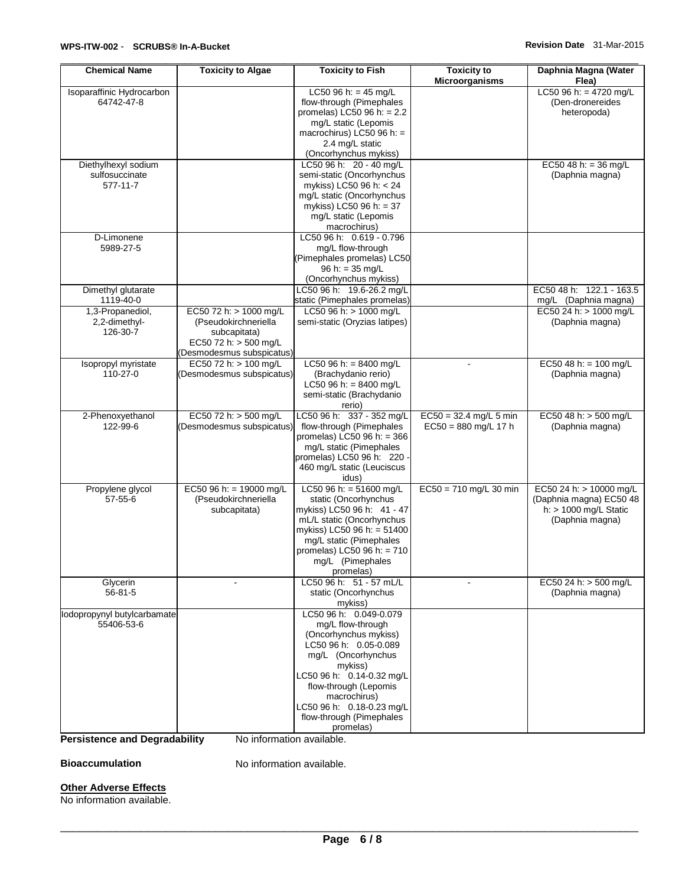| Chemical Name | Toxicity to Algae | Toxicity to Fish | Toxicity to Microorganisms | Daphnia Magna (Water Flea) |
|---|---|---|---|---|
| Isoparaffinic Hydrocarbon 64742-47-8 | | LC50 96 h: = 45 mg/L flow-through (Pimephales promelas) LC50 96 h: = 2.2 mg/L static (Lepomis macrochirus) LC50 96 h: = 2.4 mg/L static (Oncorhynchus mykiss) | | LC50 96 h: = 4720 mg/L (Den-dronereides heteropoda) |
| Diethylhexyl sodium sulfosuccinate 577-11-7 | | LC50 96 h: 20 - 40 mg/L semi-static (Oncorhynchus mykiss) LC50 96 h: < 24 mg/L static (Oncorhynchus mykiss) LC50 96 h: = 37 mg/L static (Lepomis macrochirus) | | EC50 48 h: = 36 mg/L (Daphnia magna) |
| D-Limonene 5989-27-5 | | LC50 96 h: 0.619 - 0.796 mg/L flow-through (Pimephales promelas) LC50 96 h: = 35 mg/L (Oncorhynchus mykiss) | | |
| Dimethyl glutarate 1119-40-0 | | LC50 96 h: 19.6-26.2 mg/L static (Pimephales promelas) | | EC50 48 h: 122.1 - 163.5 mg/L (Daphnia magna) |
| 1,3-Propanediol, 2,2-dimethyl- 126-30-7 | EC50 72 h: > 1000 mg/L (Pseudokirchneriella subcapitata) EC50 72 h: > 500 mg/L (Desmodesmus subspicatus) | LC50 96 h: > 1000 mg/L semi-static (Oryzias latipes) | | EC50 24 h: > 1000 mg/L (Daphnia magna) |
| Isopropyl myristate 110-27-0 | EC50 72 h: > 100 mg/L (Desmodesmus subspicatus) | LC50 96 h: = 8400 mg/L (Brachydanio rerio) LC50 96 h: = 8400 mg/L semi-static (Brachydanio rerio) | - | EC50 48 h: = 100 mg/L (Daphnia magna) |
| 2-Phenoxyethanol 122-99-6 | EC50 72 h: > 500 mg/L (Desmodesmus subspicatus) | LC50 96 h: 337 - 352 mg/L flow-through (Pimephales promelas) LC50 96 h: = 366 mg/L static (Pimephales promelas) LC50 96 h: 220 - 460 mg/L static (Leuciscus idus) | EC50 = 32.4 mg/L 5 min EC50 = 880 mg/L 17 h | EC50 48 h: > 500 mg/L (Daphnia magna) |
| Propylene glycol 57-55-6 | EC50 96 h: = 19000 mg/L (Pseudokirchneriella subcapitata) | LC50 96 h: = 51600 mg/L static (Oncorhynchus mykiss) LC50 96 h: 41 - 47 mL/L static (Oncorhynchus mykiss) LC50 96 h: = 51400 mg/L static (Pimephales promelas) LC50 96 h: = 710 mg/L (Pimephales promelas) | EC50 = 710 mg/L 30 min | EC50 24 h: > 10000 mg/L (Daphnia magna) EC50 48 h: > 1000 mg/L Static (Daphnia magna) |
| Glycerin 56-81-5 | - | LC50 96 h: 51 - 57 mL/L static (Oncorhynchus mykiss) | - | EC50 24 h: > 500 mg/L (Daphnia magna) |
| Iodopropynyl butylcarbamate 55406-53-6 | | LC50 96 h: 0.049-0.079 mg/L flow-through (Oncorhynchus mykiss) LC50 96 h: 0.05-0.089 mg/L (Oncorhynchus mykiss) LC50 96 h: 0.14-0.32 mg/L flow-through (Lepomis macrochirus) LC50 96 h: 0.18-0.23 mg/L flow-through (Pimephales promelas) | | |

**Persistence and Degradability** No information available.

**Bioaccumulation** No information available.

**Other Adverse Effects**

No information available.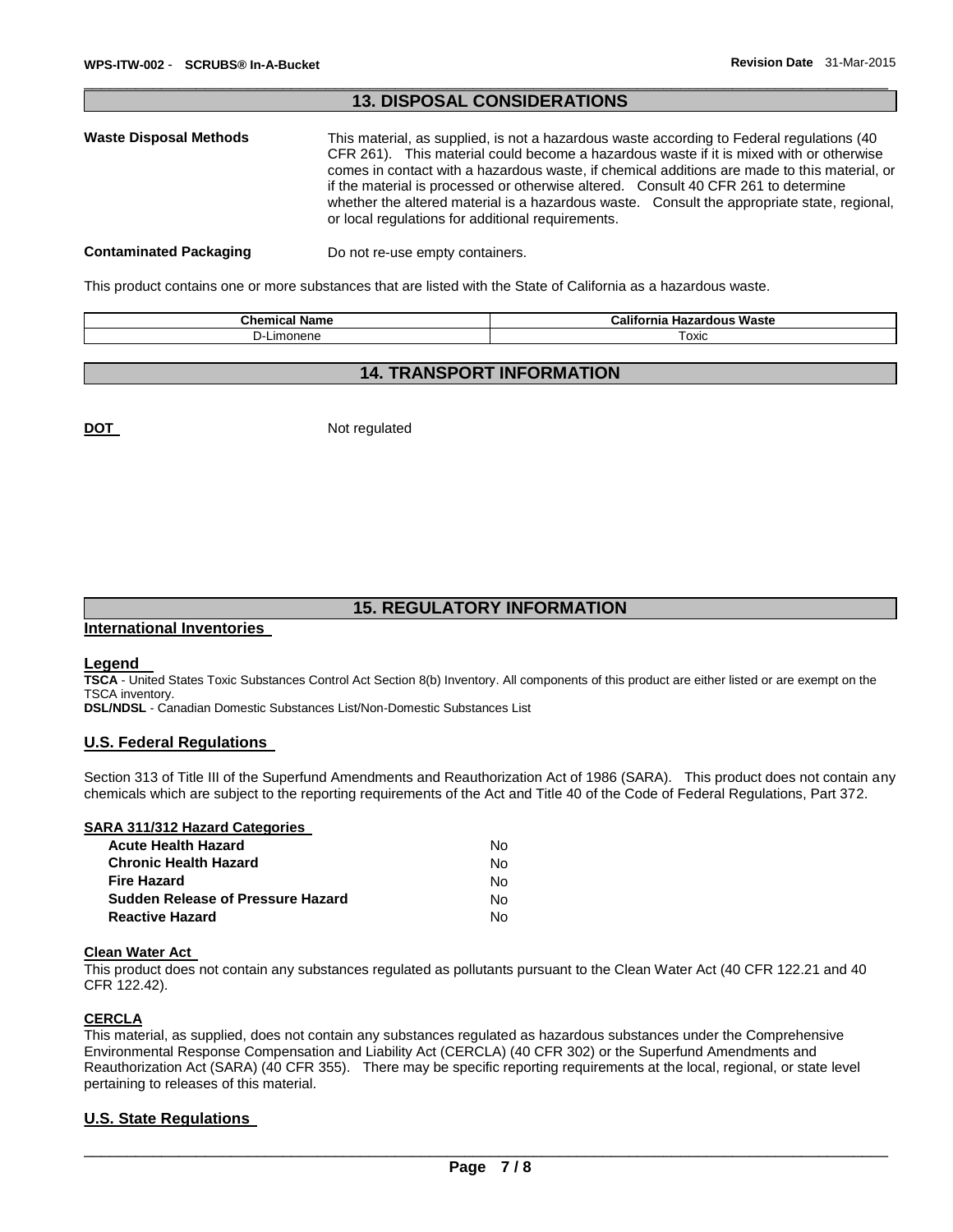## 13. DISPOSAL CONSIDERATIONS

**Waste Disposal Methods**

This material, as supplied, is not a hazardous waste according to Federal regulations (40 CFR 261). This material could become a hazardous waste if it is mixed with or otherwise comes in contact with a hazardous waste, if chemical additions are made to this material, or if the material is processed or otherwise altered. Consult 40 CFR 261 to determine whether the altered material is a hazardous waste. Consult the appropriate state, regional, or local regulations for additional requirements.

**Contaminated Packaging**

Do not re-use empty containers.

This product contains one or more substances that are listed with the State of California as a hazardous waste.

| Chemical Name | California Hazardous Waste |
| --- | --- |
| D-Limonene | Toxic |

## 14. TRANSPORT INFORMATION

**DOT** Not regulated

## 15. REGULATORY INFORMATION

### International Inventories

### Legend

**TSCA** - United States Toxic Substances Control Act Section 8(b) Inventory. All components of this product are either listed or are exempt on the TSCA inventory.
**DSL/NDSL** - Canadian Domestic Substances List/Non-Domestic Substances List

### U.S. Federal Regulations

Section 313 of Title III of the Superfund Amendments and Reauthorization Act of 1986 (SARA). This product does not contain any chemicals which are subject to the reporting requirements of the Act and Title 40 of the Code of Federal Regulations, Part 372.

**SARA 311/312 Hazard Categories**

| | |
| --- | --- |
| **Acute Health Hazard** | No |
| **Chronic Health Hazard** | No |
| **Fire Hazard** | No |
| **Sudden Release of Pressure Hazard** | No |
| **Reactive Hazard** | No |

**Clean Water Act**

This product does not contain any substances regulated as pollutants pursuant to the Clean Water Act (40 CFR 122.21 and 40 CFR 122.42).

**CERCLA**

This material, as supplied, does not contain any substances regulated as hazardous substances under the Comprehensive Environmental Response Compensation and Liability Act (CERCLA) (40 CFR 302) or the Superfund Amendments and Reauthorization Act (SARA) (40 CFR 355). There may be specific reporting requirements at the local, regional, or state level pertaining to releases of this material.

### U.S. State Regulations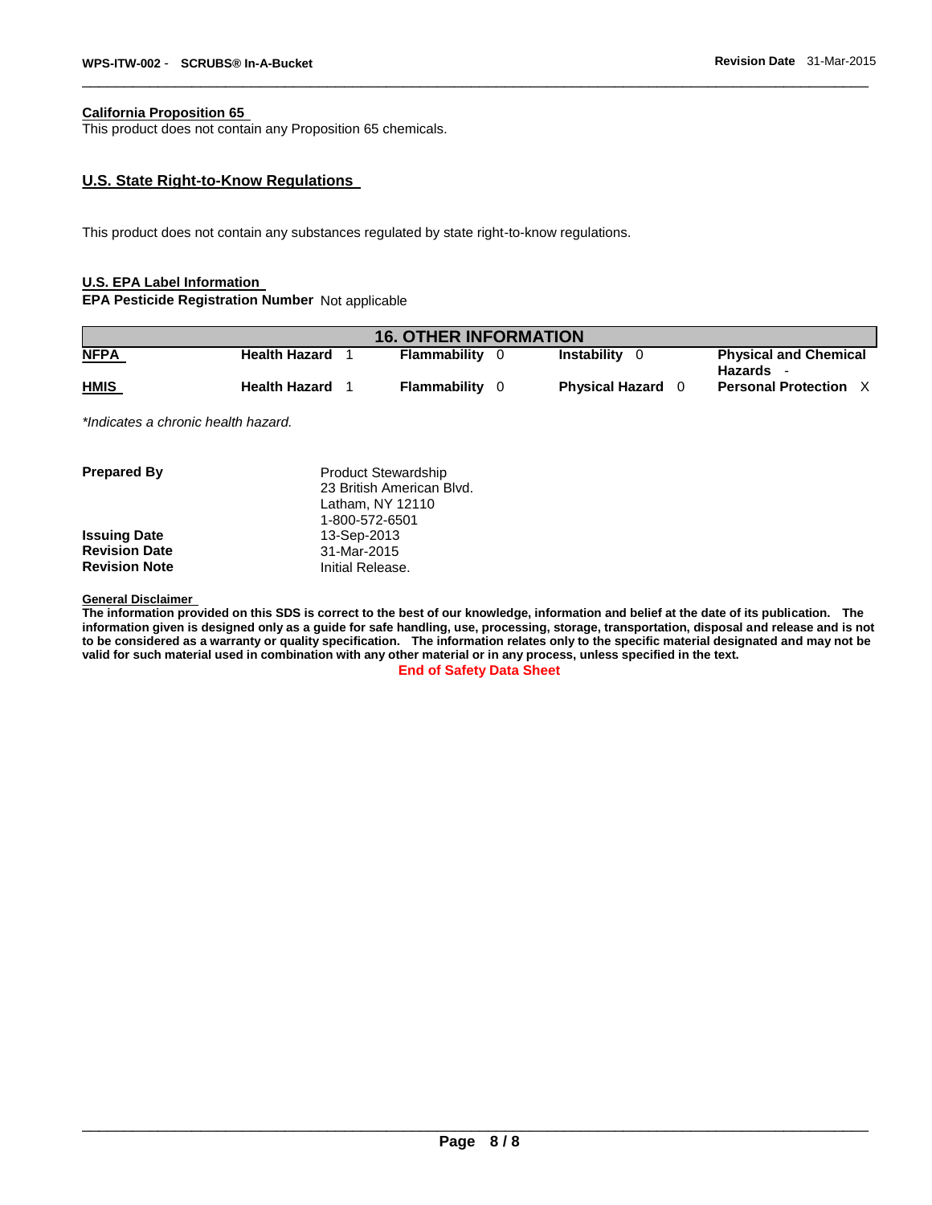### California Proposition 65

This product does not contain any Proposition 65 chemicals.

### U.S. State Right-to-Know Regulations

This product does not contain any substances regulated by state right-to-know regulations.

### U.S. EPA Label Information

**EPA Pesticide Registration Number** Not applicable

## 16. OTHER INFORMATION

| | | | | |
|---|---|---|---|---|
| **NFPA** | **Health Hazard** 1 | **Flammability** 0 | **Instability** 0 | **Physical and Chemical Hazards** - |
| **HMIS** | **Health Hazard** 1 | **Flammability** 0 | **Physical Hazard** 0 | **Personal Protection** X |

*\*Indicates a chronic health hazard.*

| | |
|---|---|
| **Prepared By** | Product Stewardship<br>23 British American Blvd.<br>Latham, NY 12110<br>1-800-572-6501 |
| **Issuing Date** | 13-Sep-2013 |
| **Revision Date** | 31-Mar-2015 |
| **Revision Note** | Initial Release. |

**General Disclaimer**

**The information provided on this SDS is correct to the best of our knowledge, information and belief at the date of its publication. The information given is designed only as a guide for safe handling, use, processing, storage, transportation, disposal and release and is not to be considered as a warranty or quality specification. The information relates only to the specific material designated and may not be valid for such material used in combination with any other material or in any process, unless specified in the text.**

**End of Safety Data Sheet**